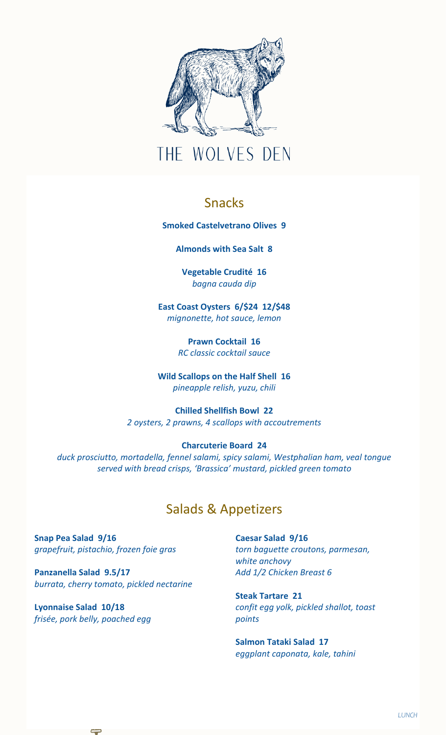# THE WOLVES DEN

## Snacks

**Smoked Castelvetrano Olives 9**

**Almonds with Sea Salt 8**

**Vegetable Crudité 16**
*bagna cauda dip*

**East Coast Oysters 6/$24 12/$48**
*mignonette, hot sauce, lemon*

**Prawn Cocktail 16**
*RC classic cocktail sauce*

**Wild Scallops on the Half Shell 16**
*pineapple relish, yuzu, chili*

**Chilled Shellfish Bowl 22**
*2 oysters, 2 prawns, 4 scallops with accoutrements*

**Charcuterie Board 24**
*duck prosciutto, mortadella, fennel salami, spicy salami, Westphalian ham, veal tongue served with bread crisps, 'Brassica' mustard, pickled green tomato*

## Salads & Appetizers

**Snap Pea Salad 9/16**
*grapefruit, pistachio, frozen foie gras*

**Panzanella Salad 9.5/17**
*burrata, cherry tomato, pickled nectarine*

**Lyonnaise Salad 10/18**
*frisée, pork belly, poached egg*

**Caesar Salad 9/16**
*torn baguette croutons, parmesan, white anchovy*
*Add 1/2 Chicken Breast 6*

**Steak Tartare 21**
*confit egg yolk, pickled shallot, toast points*

**Salmon Tataki Salad 17**
*eggplant caponata, kale, tahini*

*LUNCH*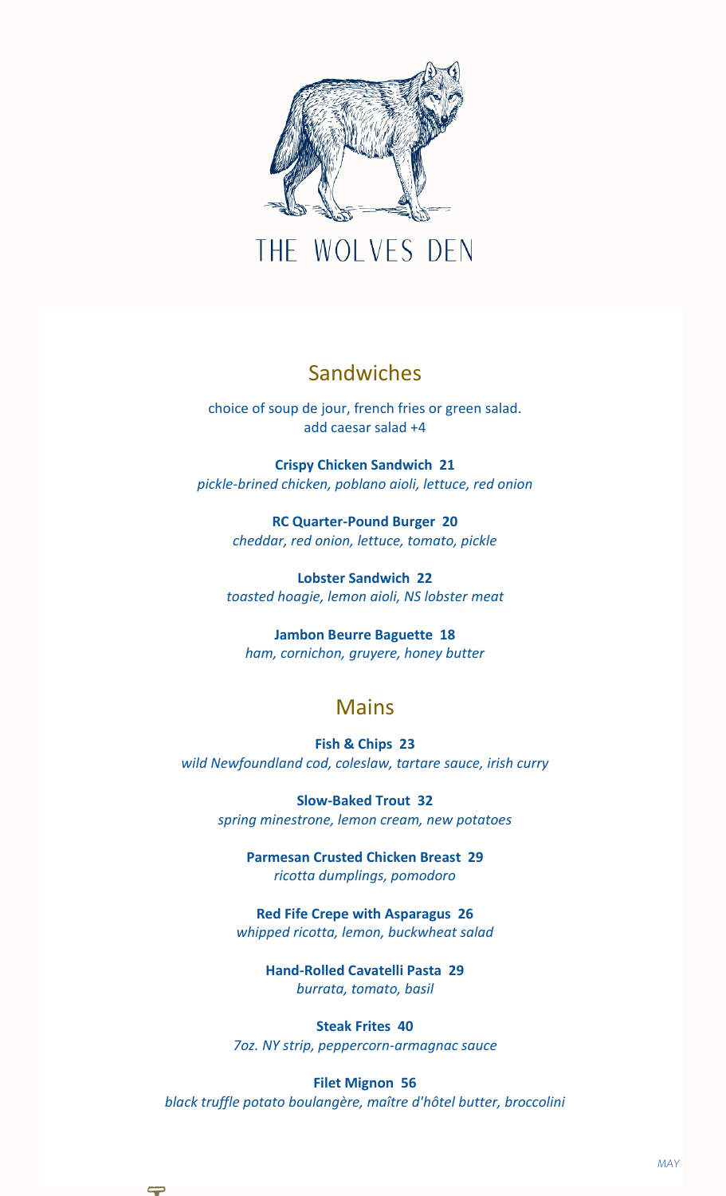# THE WOLVES DEN

## Sandwiches

choice of soup de jour, french fries or green salad.
add caesar salad +4

**Crispy Chicken Sandwich 21**
*pickle-brined chicken, poblano aioli, lettuce, red onion*

**RC Quarter-Pound Burger 20**
*cheddar, red onion, lettuce, tomato, pickle*

**Lobster Sandwich 22**
*toasted hoagie, lemon aioli, NS lobster meat*

**Jambon Beurre Baguette 18**
*ham, cornichon, gruyere, honey butter*

## Mains

**Fish & Chips 23**
*wild Newfoundland cod, coleslaw, tartare sauce, irish curry*

**Slow-Baked Trout 32**
*spring minestrone, lemon cream, new potatoes*

**Parmesan Crusted Chicken Breast 29**
*ricotta dumplings, pomodoro*

**Red Fife Crepe with Asparagus 26**
*whipped ricotta, lemon, buckwheat salad*

**Hand-Rolled Cavatelli Pasta 29**
*burrata, tomato, basil*

**Steak Frites 40**
*7oz. NY strip, peppercorn-armagnac sauce*

**Filet Mignon 56**
*black truffle potato boulangère, maître d'hôtel butter, broccolini*

*MAY*